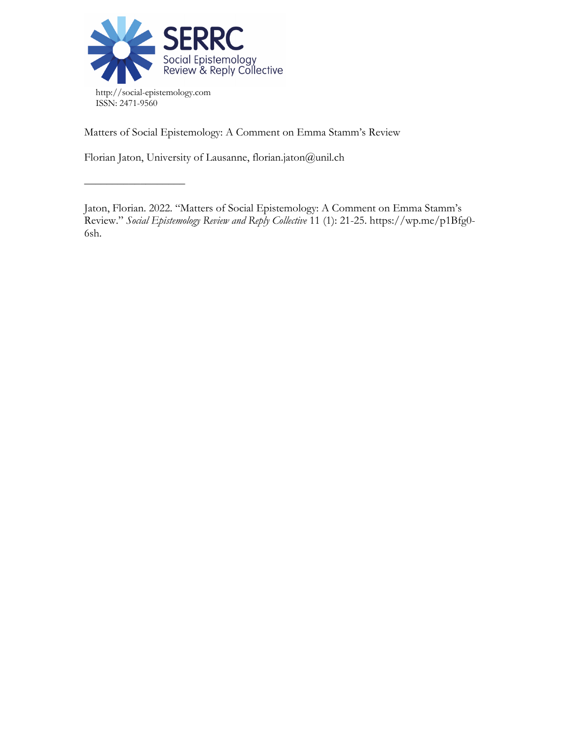SERRC
Social Epistemology
Review & Reply Collective

http://social-epistemology.com
ISSN: 2471-9560

# Matters of Social Epistemology: A Comment on Emma Stamm's Review

Florian Jaton, University of Lausanne, florian.jaton@unil.ch

---

Jaton, Florian. 2022. "Matters of Social Epistemology: A Comment on Emma Stamm's Review." *Social Epistemology Review and Reply Collective* 11 (1): 21-25. https://wp.me/p1Bfg0-6sh.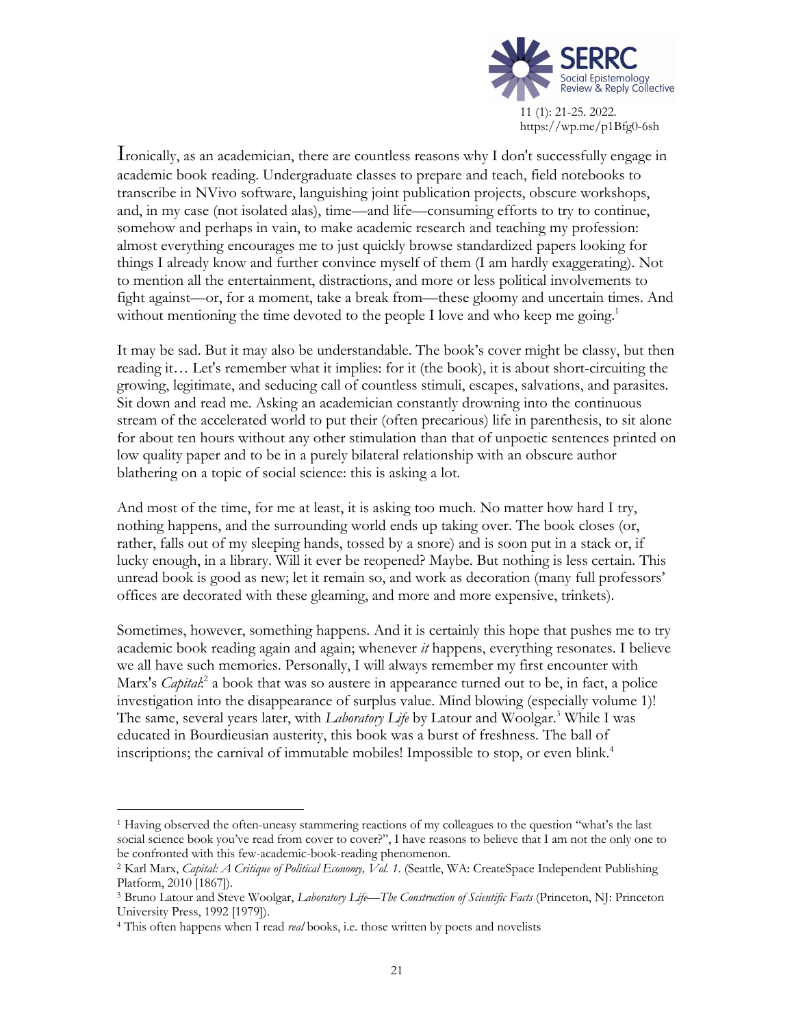Ironically, as an academician, there are countless reasons why I don't successfully engage in academic book reading. Undergraduate classes to prepare and teach, field notebooks to transcribe in NVivo software, languishing joint publication projects, obscure workshops, and, in my case (not isolated alas), time—and life—consuming efforts to try to continue, somehow and perhaps in vain, to make academic research and teaching my profession: almost everything encourages me to just quickly browse standardized papers looking for things I already know and further convince myself of them (I am hardly exaggerating). Not to mention all the entertainment, distractions, and more or less political involvements to fight against—or, for a moment, take a break from—these gloomy and uncertain times. And without mentioning the time devoted to the people I love and who keep me going.[1]

It may be sad. But it may also be understandable. The book's cover might be classy, but then reading it… Let's remember what it implies: for it (the book), it is about short-circuiting the growing, legitimate, and seducing call of countless stimuli, escapes, salvations, and parasites. Sit down and read me. Asking an academician constantly drowning into the continuous stream of the accelerated world to put their (often precarious) life in parenthesis, to sit alone for about ten hours without any other stimulation than that of unpoetic sentences printed on low quality paper and to be in a purely bilateral relationship with an obscure author blathering on a topic of social science: this is asking a lot.

And most of the time, for me at least, it is asking too much. No matter how hard I try, nothing happens, and the surrounding world ends up taking over. The book closes (or, rather, falls out of my sleeping hands, tossed by a snore) and is soon put in a stack or, if lucky enough, in a library. Will it ever be reopened? Maybe. But nothing is less certain. This unread book is good as new; let it remain so, and work as decoration (many full professors' offices are decorated with these gleaming, and more and more expensive, trinkets).

Sometimes, however, something happens. And it is certainly this hope that pushes me to try academic book reading again and again; whenever *it* happens, everything resonates. I believe we all have such memories. Personally, I will always remember my first encounter with Marx's *Capital*:[2] a book that was so austere in appearance turned out to be, in fact, a police investigation into the disappearance of surplus value. Mind blowing (especially volume 1)! The same, several years later, with *Laboratory Life* by Latour and Woolgar.[3] While I was educated in Bourdieusian austerity, this book was a burst of freshness. The ball of inscriptions; the carnival of immutable mobiles! Impossible to stop, or even blink.[4]

---

[1] Having observed the often-uneasy stammering reactions of my colleagues to the question "what's the last social science book you've read from cover to cover?", I have reasons to believe that I am not the only one to be confronted with this few-academic-book-reading phenomenon.

[2] Karl Marx, *Capital: A Critique of Political Economy, Vol. 1*. (Seattle, WA: CreateSpace Independent Publishing Platform, 2010 [1867]).

[3] Bruno Latour and Steve Woolgar, *Laboratory Life—The Construction of Scientific Facts* (Princeton, NJ: Princeton University Press, 1992 [1979]).

[4] This often happens when I read *real* books, i.e. those written by poets and novelists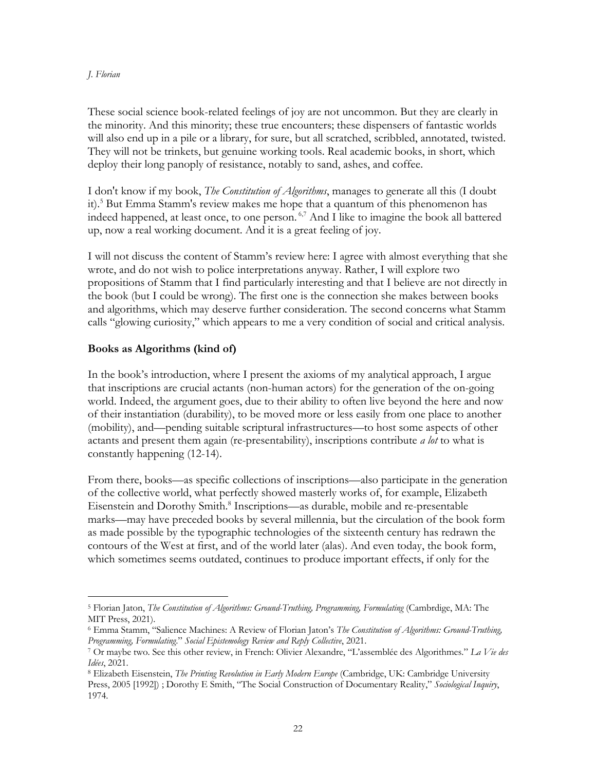These social science book-related feelings of joy are not uncommon. But they are clearly in the minority. And this minority; these true encounters; these dispensers of fantastic worlds will also end up in a pile or a library, for sure, but all scratched, scribbled, annotated, twisted. They will not be trinkets, but genuine working tools. Real academic books, in short, which deploy their long panoply of resistance, notably to sand, ashes, and coffee.

I don't know if my book, *The Constitution of Algorithms*, manages to generate all this (I doubt it).[5] But Emma Stamm's review makes me hope that a quantum of this phenomenon has indeed happened, at least once, to one person.[6,7] And I like to imagine the book all battered up, now a real working document. And it is a great feeling of joy.

I will not discuss the content of Stamm's review here: I agree with almost everything that she wrote, and do not wish to police interpretations anyway. Rather, I will explore two propositions of Stamm that I find particularly interesting and that I believe are not directly in the book (but I could be wrong). The first one is the connection she makes between books and algorithms, which may deserve further consideration. The second concerns what Stamm calls "glowing curiosity," which appears to me a very condition of social and critical analysis.

## Books as Algorithms (kind of)

In the book's introduction, where I present the axioms of my analytical approach, I argue that inscriptions are crucial actants (non-human actors) for the generation of the on-going world. Indeed, the argument goes, due to their ability to often live beyond the here and now of their instantiation (durability), to be moved more or less easily from one place to another (mobility), and—pending suitable scriptural infrastructures—to host some aspects of other actants and present them again (re-presentability), inscriptions contribute *a lot* to what is constantly happening (12-14).

From there, books—as specific collections of inscriptions—also participate in the generation of the collective world, what perfectly showed masterly works of, for example, Elizabeth Eisenstein and Dorothy Smith.[8] Inscriptions—as durable, mobile and re-presentable marks—may have preceded books by several millennia, but the circulation of the book form as made possible by the typographic technologies of the sixteenth century has redrawn the contours of the West at first, and of the world later (alas). And even today, the book form, which sometimes seems outdated, continues to produce important effects, if only for the

---

[5] Florian Jaton, *The Constitution of Algorithms: Ground-Truthing, Programming, Formulating* (Cambrdige, MA: The MIT Press, 2021).

[6] Emma Stamm, "Salience Machines: A Review of Florian Jaton's *The Constitution of Algorithms: Ground-Truthing, Programming, Formulating*." *Social Epistemology Review and Reply Collective*, 2021.

[7] Or maybe two. See this other review, in French: Olivier Alexandre, "L'assemblée des Algorithmes." *La Vie des Idées*, 2021.

[8] Elizabeth Eisenstein, *The Printing Revolution in Early Modern Europe* (Cambridge, UK: Cambridge University Press, 2005 [1992]) ; Dorothy E Smith, "The Social Construction of Documentary Reality," *Sociological Inquiry*, 1974.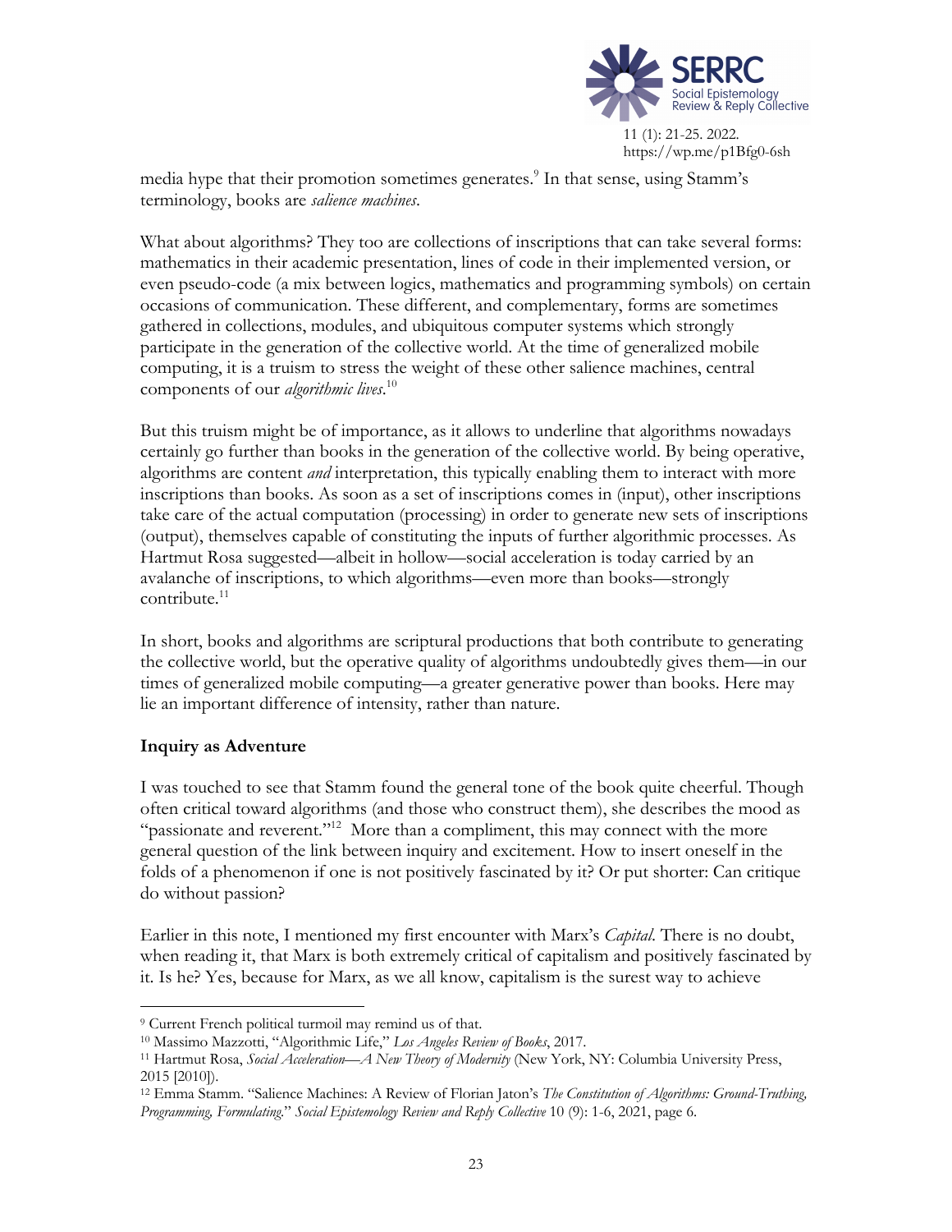media hype that their promotion sometimes generates.[9] In that sense, using Stamm's terminology, books are *salience machines*.

What about algorithms? They too are collections of inscriptions that can take several forms: mathematics in their academic presentation, lines of code in their implemented version, or even pseudo-code (a mix between logics, mathematics and programming symbols) on certain occasions of communication. These different, and complementary, forms are sometimes gathered in collections, modules, and ubiquitous computer systems which strongly participate in the generation of the collective world. At the time of generalized mobile computing, it is a truism to stress the weight of these other salience machines, central components of our *algorithmic lives*.[10]

But this truism might be of importance, as it allows to underline that algorithms nowadays certainly go further than books in the generation of the collective world. By being operative, algorithms are content *and* interpretation, this typically enabling them to interact with more inscriptions than books. As soon as a set of inscriptions comes in (input), other inscriptions take care of the actual computation (processing) in order to generate new sets of inscriptions (output), themselves capable of constituting the inputs of further algorithmic processes. As Hartmut Rosa suggested—albeit in hollow—social acceleration is today carried by an avalanche of inscriptions, to which algorithms—even more than books—strongly contribute.[11]

In short, books and algorithms are scriptural productions that both contribute to generating the collective world, but the operative quality of algorithms undoubtedly gives them—in our times of generalized mobile computing—a greater generative power than books. Here may lie an important difference of intensity, rather than nature.

## Inquiry as Adventure

I was touched to see that Stamm found the general tone of the book quite cheerful. Though often critical toward algorithms (and those who construct them), she describes the mood as "passionate and reverent."[12] More than a compliment, this may connect with the more general question of the link between inquiry and excitement. How to insert oneself in the folds of a phenomenon if one is not positively fascinated by it? Or put shorter: Can critique do without passion?

Earlier in this note, I mentioned my first encounter with Marx's *Capital*. There is no doubt, when reading it, that Marx is both extremely critical of capitalism and positively fascinated by it. Is he? Yes, because for Marx, as we all know, capitalism is the surest way to achieve

---

[9] Current French political turmoil may remind us of that.

[10] Massimo Mazzotti, "Algorithmic Life," *Los Angeles Review of Books*, 2017.

[11] Hartmut Rosa, *Social Acceleration—A New Theory of Modernity* (New York, NY: Columbia University Press, 2015 [2010]).

[12] Emma Stamm. "Salience Machines: A Review of Florian Jaton's *The Constitution of Algorithms: Ground-Truthing, Programming, Formulating*." *Social Epistemology Review and Reply Collective* 10 (9): 1-6, 2021, page 6.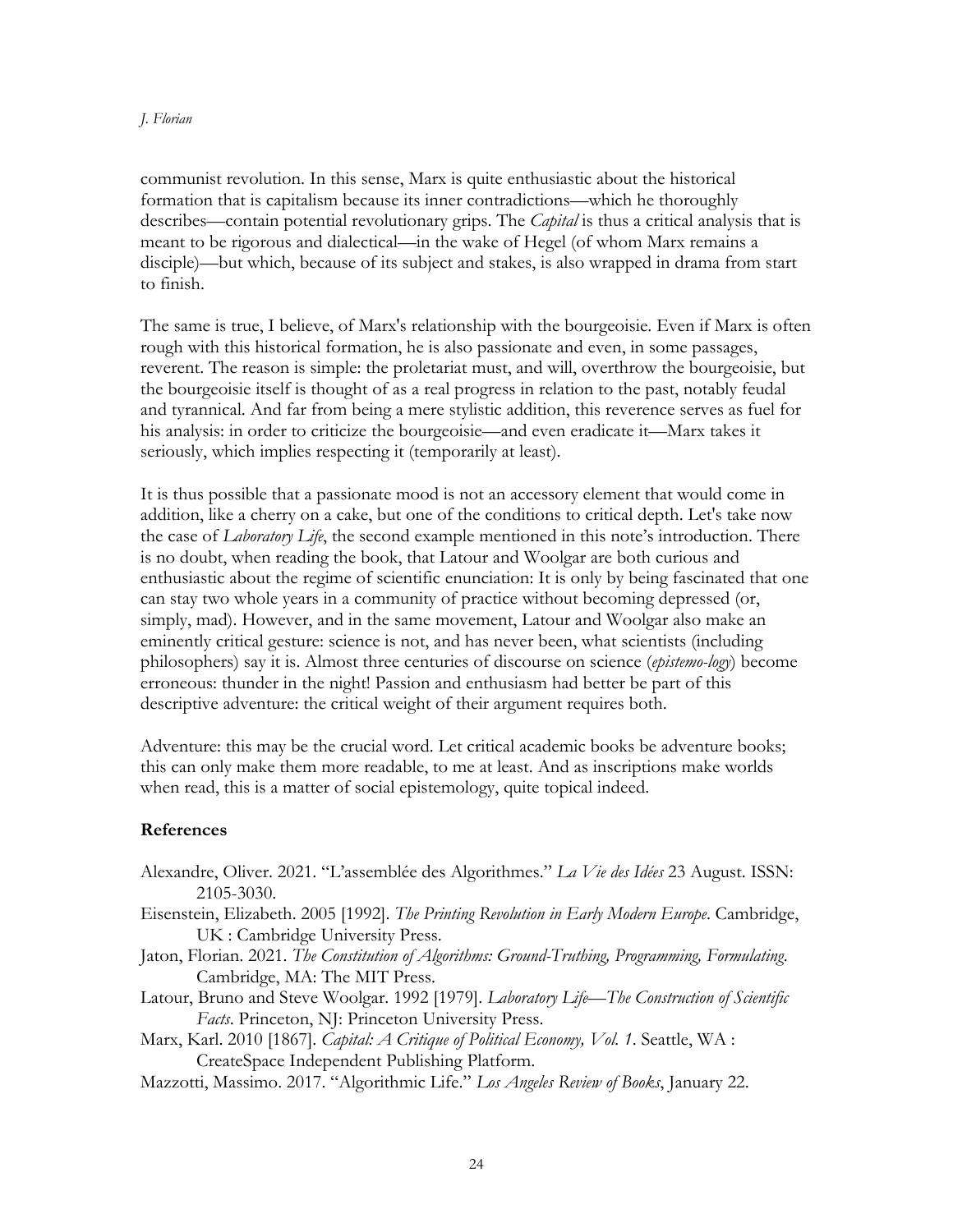communist revolution. In this sense, Marx is quite enthusiastic about the historical formation that is capitalism because its inner contradictions—which he thoroughly describes—contain potential revolutionary grips. The *Capital* is thus a critical analysis that is meant to be rigorous and dialectical—in the wake of Hegel (of whom Marx remains a disciple)—but which, because of its subject and stakes, is also wrapped in drama from start to finish.

The same is true, I believe, of Marx's relationship with the bourgeoisie. Even if Marx is often rough with this historical formation, he is also passionate and even, in some passages, reverent. The reason is simple: the proletariat must, and will, overthrow the bourgeoisie, but the bourgeoisie itself is thought of as a real progress in relation to the past, notably feudal and tyrannical. And far from being a mere stylistic addition, this reverence serves as fuel for his analysis: in order to criticize the bourgeoisie—and even eradicate it—Marx takes it seriously, which implies respecting it (temporarily at least).

It is thus possible that a passionate mood is not an accessory element that would come in addition, like a cherry on a cake, but one of the conditions to critical depth. Let's take now the case of *Laboratory Life*, the second example mentioned in this note's introduction. There is no doubt, when reading the book, that Latour and Woolgar are both curious and enthusiastic about the regime of scientific enunciation: It is only by being fascinated that one can stay two whole years in a community of practice without becoming depressed (or, simply, mad). However, and in the same movement, Latour and Woolgar also make an eminently critical gesture: science is not, and has never been, what scientists (including philosophers) say it is. Almost three centuries of discourse on science (*epistemo-logy*) become erroneous: thunder in the night! Passion and enthusiasm had better be part of this descriptive adventure: the critical weight of their argument requires both.

Adventure: this may be the crucial word. Let critical academic books be adventure books; this can only make them more readable, to me at least. And as inscriptions make worlds when read, this is a matter of social epistemology, quite topical indeed.

## References

Alexandre, Oliver. 2021. "L'assemblée des Algorithmes." *La Vie des Idées* 23 August. ISSN: 2105-3030.

Eisenstein, Elizabeth. 2005 [1992]. *The Printing Revolution in Early Modern Europe*. Cambridge, UK : Cambridge University Press.

Jaton, Florian. 2021. *The Constitution of Algorithms: Ground-Truthing, Programming, Formulating*. Cambridge, MA: The MIT Press.

Latour, Bruno and Steve Woolgar. 1992 [1979]. *Laboratory Life—The Construction of Scientific Facts*. Princeton, NJ: Princeton University Press.

Marx, Karl. 2010 [1867]. *Capital: A Critique of Political Economy, Vol. 1*. Seattle, WA : CreateSpace Independent Publishing Platform.

Mazzotti, Massimo. 2017. "Algorithmic Life." *Los Angeles Review of Books*, January 22.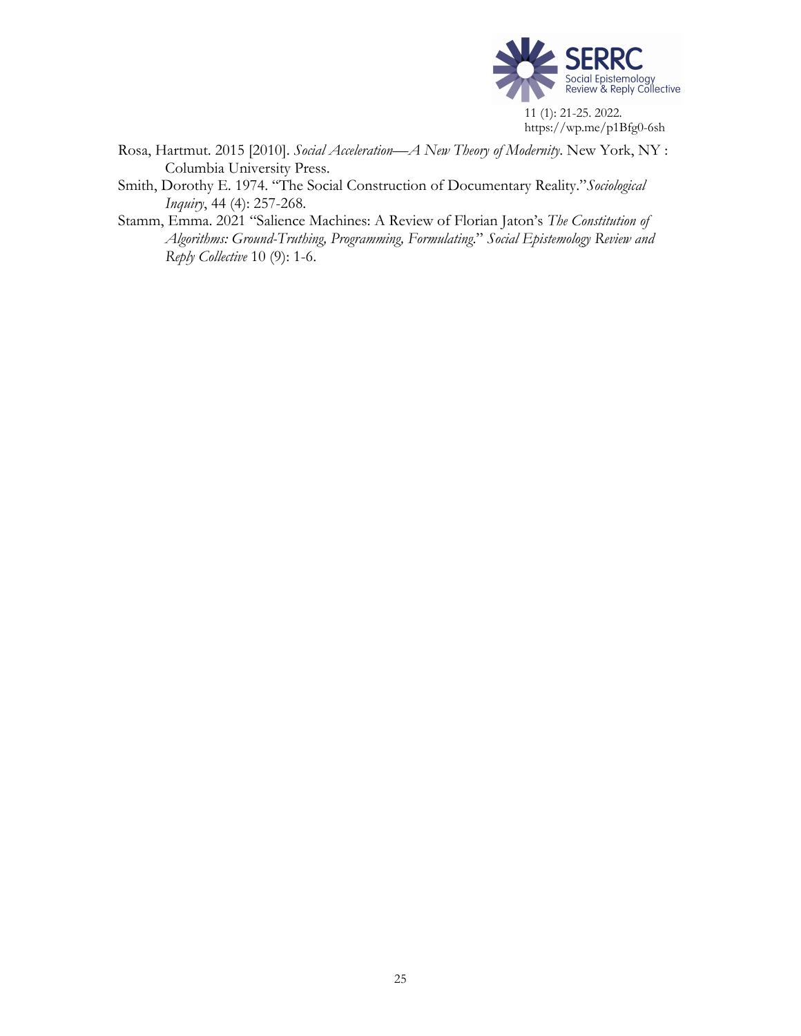Rosa, Hartmut. 2015 [2010]. *Social Acceleration—A New Theory of Modernity*. New York, NY : Columbia University Press.

Smith, Dorothy E. 1974. "The Social Construction of Documentary Reality."*Sociological Inquiry*, 44 (4): 257-268.

Stamm, Emma. 2021 "Salience Machines: A Review of Florian Jaton's *The Constitution of Algorithms: Ground-Truthing, Programming, Formulating*." *Social Epistemology Review and Reply Collective* 10 (9): 1-6.